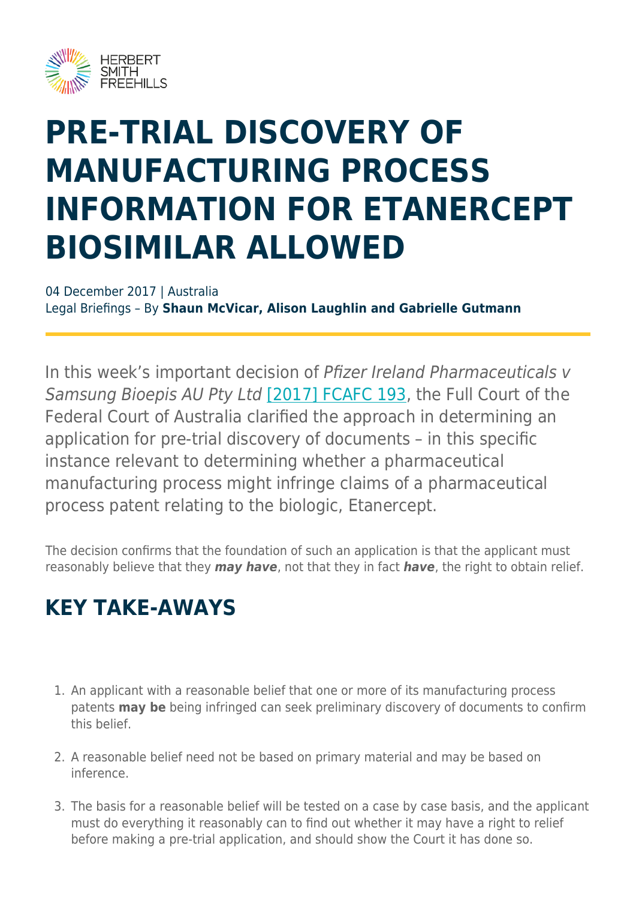# PRE-TRIAL DISCOVERY OF MANUFACTURING PROCESS INFORMATION FOR ETANERCEPT BIOSIMILAR ALLOWED

04 December 2017 | Australia
Legal Briefings – By **Shaun McVicar, Alison Laughlin and Gabrielle Gutmann**

In this week's important decision of *Pfizer Ireland Pharmaceuticals v Samsung Bioepis AU Pty Ltd* [2017] FCAFC 193, the Full Court of the Federal Court of Australia clarified the approach in determining an application for pre-trial discovery of documents – in this specific instance relevant to determining whether a pharmaceutical manufacturing process might infringe claims of a pharmaceutical process patent relating to the biologic, Etanercept.

The decision confirms that the foundation of such an application is that the applicant must reasonably believe that they ***may have***, not that they in fact ***have***, the right to obtain relief.

## KEY TAKE-AWAYS

1. An applicant with a reasonable belief that one or more of its manufacturing process patents **may be** being infringed can seek preliminary discovery of documents to confirm this belief.
2. A reasonable belief need not be based on primary material and may be based on inference.
3. The basis for a reasonable belief will be tested on a case by case basis, and the applicant must do everything it reasonably can to find out whether it may have a right to relief before making a pre-trial application, and should show the Court it has done so.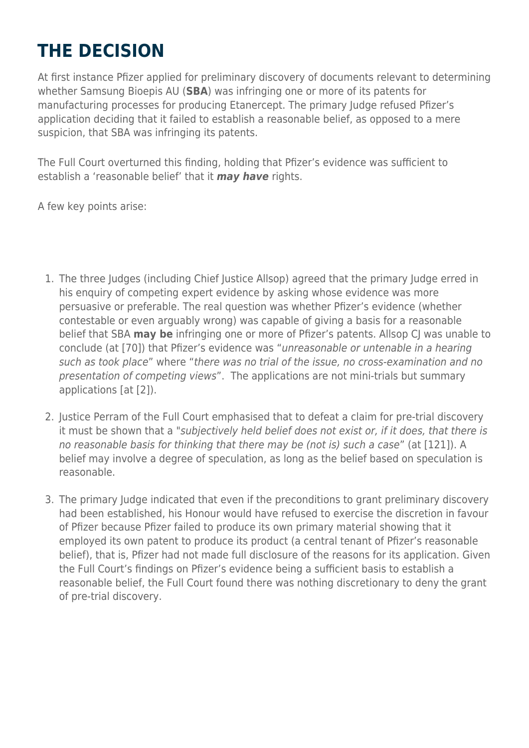# THE DECISION

At first instance Pfizer applied for preliminary discovery of documents relevant to determining whether Samsung Bioepis AU (**SBA**) was infringing one or more of its patents for manufacturing processes for producing Etanercept. The primary Judge refused Pfizer's application deciding that it failed to establish a reasonable belief, as opposed to a mere suspicion, that SBA was infringing its patents.

The Full Court overturned this finding, holding that Pfizer's evidence was sufficient to establish a 'reasonable belief' that it ***may have*** rights.

A few key points arise:

1. The three Judges (including Chief Justice Allsop) agreed that the primary Judge erred in his enquiry of competing expert evidence by asking whose evidence was more persuasive or preferable. The real question was whether Pfizer's evidence (whether contestable or even arguably wrong) was capable of giving a basis for a reasonable belief that SBA **may be** infringing one or more of Pfizer's patents. Allsop CJ was unable to conclude (at [70]) that Pfizer's evidence was "*unreasonable or untenable in a hearing such as took place*" where "*there was no trial of the issue, no cross-examination and no presentation of competing views*". The applications are not mini-trials but summary applications [at [2]).

2. Justice Perram of the Full Court emphasised that to defeat a claim for pre-trial discovery it must be shown that a "*subjectively held belief does not exist or, if it does, that there is no reasonable basis for thinking that there may be (not is) such a case*" (at [121]). A belief may involve a degree of speculation, as long as the belief based on speculation is reasonable.

3. The primary Judge indicated that even if the preconditions to grant preliminary discovery had been established, his Honour would have refused to exercise the discretion in favour of Pfizer because Pfizer failed to produce its own primary material showing that it employed its own patent to produce its product (a central tenant of Pfizer's reasonable belief), that is, Pfizer had not made full disclosure of the reasons for its application. Given the Full Court's findings on Pfizer's evidence being a sufficient basis to establish a reasonable belief, the Full Court found there was nothing discretionary to deny the grant of pre-trial discovery.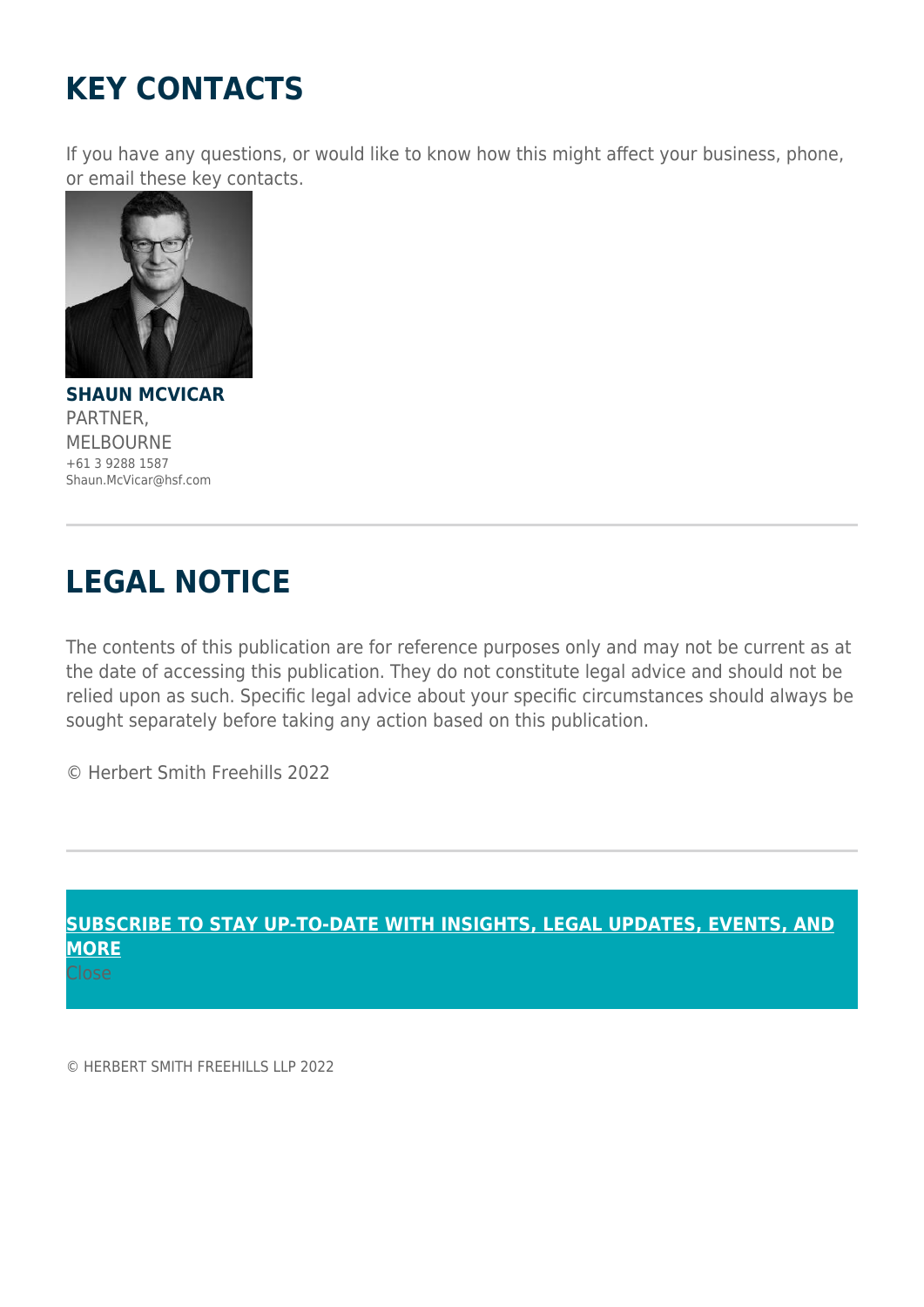## KEY CONTACTS

If you have any questions, or would like to know how this might affect your business, phone, or email these key contacts.

**SHAUN MCVICAR**
PARTNER,
MELBOURNE
+61 3 9288 1587
Shaun.McVicar@hsf.com

---

## LEGAL NOTICE

The contents of this publication are for reference purposes only and may not be current as at the date of accessing this publication. They do not constitute legal advice and should not be relied upon as such. Specific legal advice about your specific circumstances should always be sought separately before taking any action based on this publication.

© Herbert Smith Freehills 2022

---

**SUBSCRIBE TO STAY UP-TO-DATE WITH INSIGHTS, LEGAL UPDATES, EVENTS, AND MORE**

Close

© HERBERT SMITH FREEHILLS LLP 2022